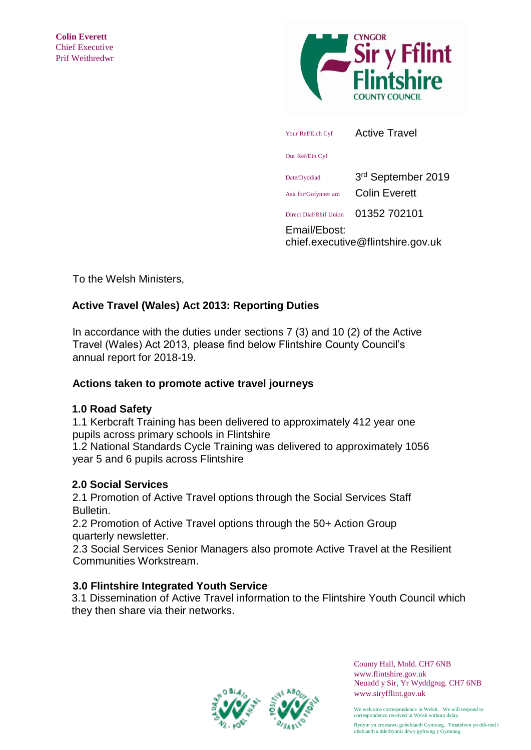**Colin Everett**
Chief Executive
Prif Weithredwr

CYNGOR Sir y Fflint
Flintshire COUNTY COUNCIL

| | |
|---|---|
| Your Ref/Eich Cyf | Active Travel |
| Our Ref/Ein Cyf | |
| Date/Dyddiad | 3rd September 2019 |
| Ask for/Gofynner am | Colin Everett |
| Direct Dial/Rhif Union | 01352 702101 |

Email/Ebost: chief.executive@flintshire.gov.uk

To the Welsh Ministers,

**Active Travel (Wales) Act 2013: Reporting Duties**

In accordance with the duties under sections 7 (3) and 10 (2) of the Active Travel (Wales) Act 2013, please find below Flintshire County Council's annual report for 2018-19.

**Actions taken to promote active travel journeys**

**1.0 Road Safety**

1.1 Kerbcraft Training has been delivered to approximately 412 year one pupils across primary schools in Flintshire

1.2 National Standards Cycle Training was delivered to approximately 1056 year 5 and 6 pupils across Flintshire

**2.0 Social Services**

2.1 Promotion of Active Travel options through the Social Services Staff Bulletin.

2.2 Promotion of Active Travel options through the 50+ Action Group quarterly newsletter.

2.3 Social Services Senior Managers also promote Active Travel at the Resilient Communities Workstream.

**3.0 Flintshire Integrated Youth Service**

3.1 Dissemination of Active Travel information to the Flintshire Youth Council which they then share via their networks.

County Hall, Mold. CH7 6NB
www.flintshire.gov.uk
Neuadd y Sir, Yr Wyddgrug. CH7 6NB
www.siryfflint.gov.uk

We welcome correspondence in Welsh. We will respond to correspondence received in Welsh without delay.

Rydym yn croesawu gohebiaeth Gymraeg. Ymatebwn yn ddi-oed i ohebiaeth a dderbynnir drwy gyfrwng y Gymraeg.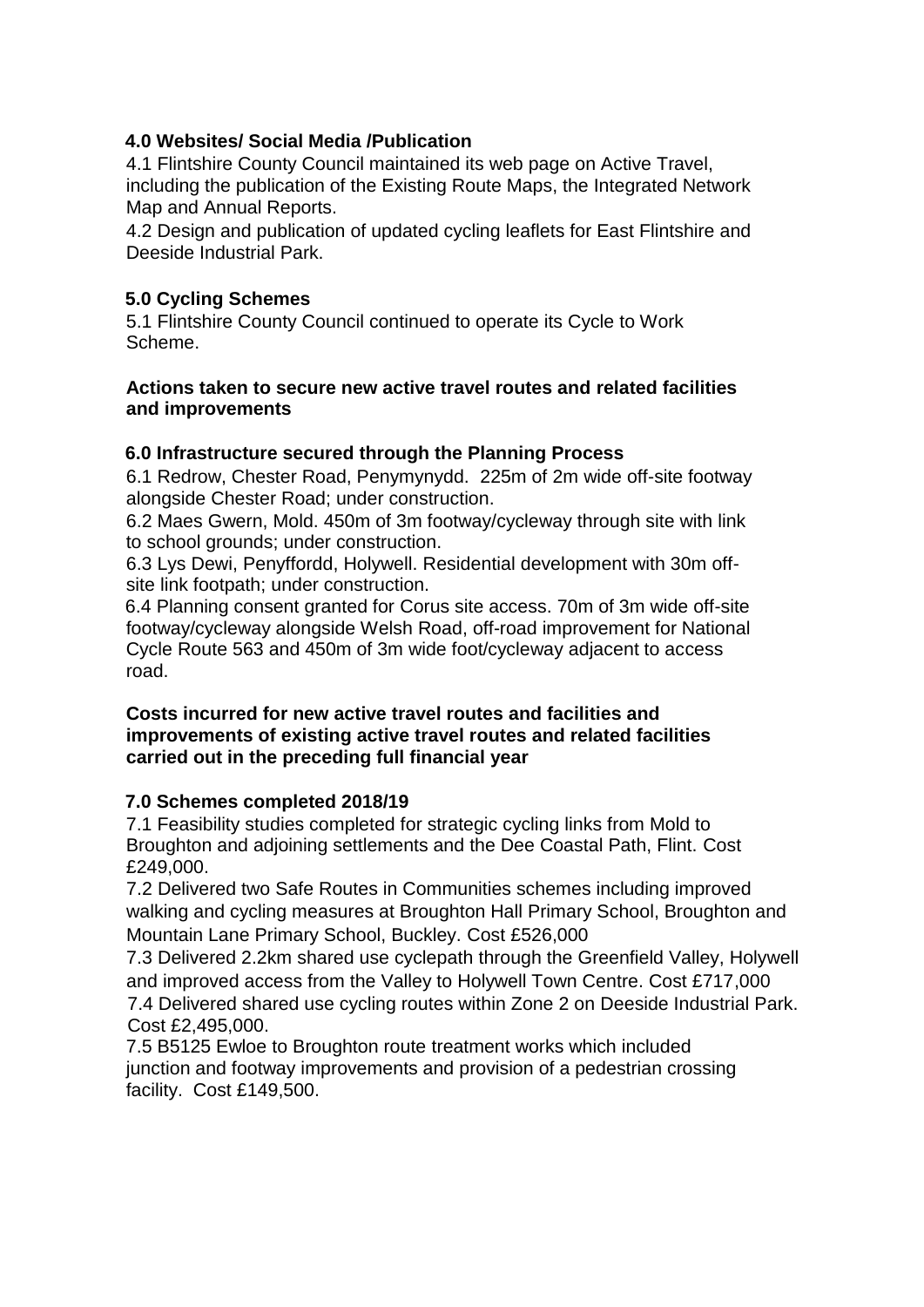## 4.0 Websites/ Social Media /Publication

4.1 Flintshire County Council maintained its web page on Active Travel, including the publication of the Existing Route Maps, the Integrated Network Map and Annual Reports.

4.2 Design and publication of updated cycling leaflets for East Flintshire and Deeside Industrial Park.

## 5.0 Cycling Schemes

5.1 Flintshire County Council continued to operate its Cycle to Work Scheme.

**Actions taken to secure new active travel routes and related facilities and improvements**

## 6.0 Infrastructure secured through the Planning Process

6.1 Redrow, Chester Road, Penymynydd. 225m of 2m wide off-site footway alongside Chester Road; under construction.

6.2 Maes Gwern, Mold. 450m of 3m footway/cycleway through site with link to school grounds; under construction.

6.3 Lys Dewi, Penyffordd, Holywell. Residential development with 30m off-site link footpath; under construction.

6.4 Planning consent granted for Corus site access. 70m of 3m wide off-site footway/cycleway alongside Welsh Road, off-road improvement for National Cycle Route 563 and 450m of 3m wide foot/cycleway adjacent to access road.

**Costs incurred for new active travel routes and facilities and improvements of existing active travel routes and related facilities carried out in the preceding full financial year**

## 7.0 Schemes completed 2018/19

7.1 Feasibility studies completed for strategic cycling links from Mold to Broughton and adjoining settlements and the Dee Coastal Path, Flint. Cost £249,000.

7.2 Delivered two Safe Routes in Communities schemes including improved walking and cycling measures at Broughton Hall Primary School, Broughton and Mountain Lane Primary School, Buckley. Cost £526,000

7.3 Delivered 2.2km shared use cyclepath through the Greenfield Valley, Holywell and improved access from the Valley to Holywell Town Centre. Cost £717,000

7.4 Delivered shared use cycling routes within Zone 2 on Deeside Industrial Park. Cost £2,495,000.

7.5 B5125 Ewloe to Broughton route treatment works which included junction and footway improvements and provision of a pedestrian crossing facility. Cost £149,500.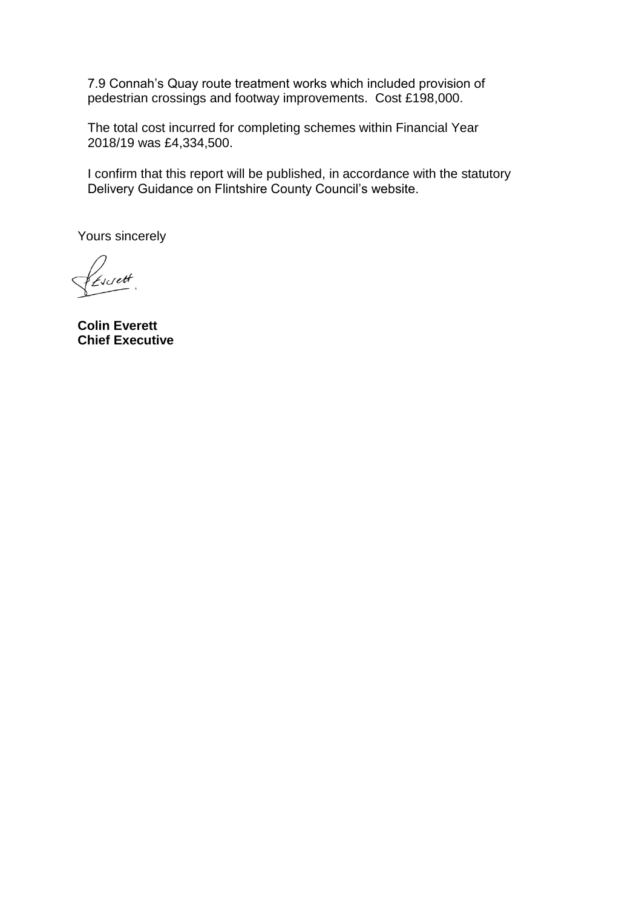7.9 Connah's Quay route treatment works which included provision of pedestrian crossings and footway improvements. Cost £198,000.

The total cost incurred for completing schemes within Financial Year 2018/19 was £4,334,500.

I confirm that this report will be published, in accordance with the statutory Delivery Guidance on Flintshire County Council's website.

Yours sincerely

**Colin Everett**
**Chief Executive**